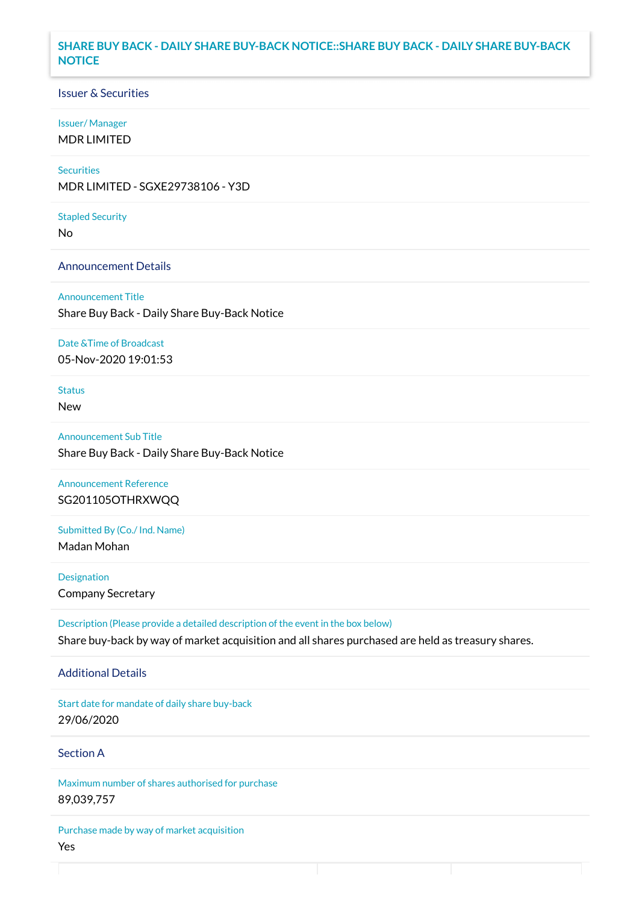# SHARE BUY BACK - DAILY SHARE BUY-BACK NOTICE::SHARE BUY BACK - DAILY SHARE BUY-BACK NOTICE

## Issuer & Securities

**Issuer/ Manager**

MDR LIMITED

**Securities**

MDR LIMITED - SGXE29738106 - Y3D

**Stapled Security**

No

## Announcement Details

**Announcement Title**

Share Buy Back - Daily Share Buy-Back Notice

**Date &Time of Broadcast**

05-Nov-2020 19:01:53

**Status**

New

**Announcement Sub Title**

Share Buy Back - Daily Share Buy-Back Notice

**Announcement Reference**

SG201105OTHRXWQQ

**Submitted By (Co./ Ind. Name)**

Madan Mohan

**Designation**

Company Secretary

**Description (Please provide a detailed description of the event in the box below)**

Share buy-back by way of market acquisition and all shares purchased are held as treasury shares.

## Additional Details

**Start date for mandate of daily share buy-back**

29/06/2020

## Section A

**Maximum number of shares authorised for purchase**

89,039,757

**Purchase made by way of market acquisition**

Yes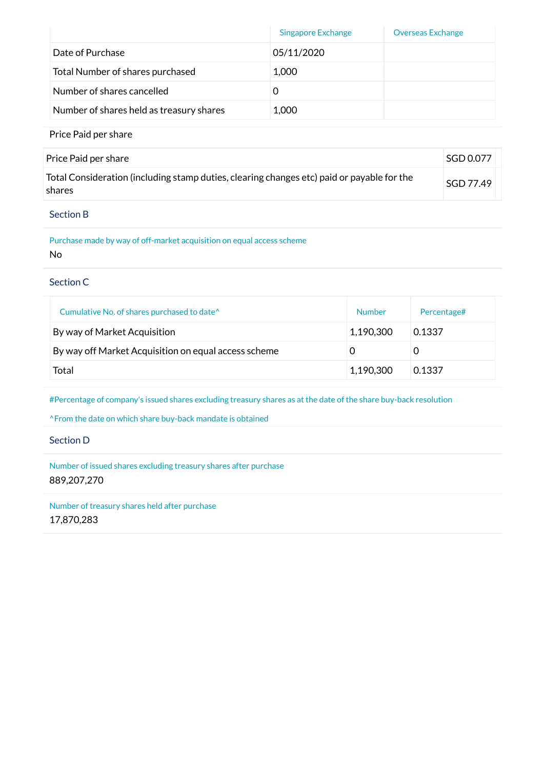| | Singapore Exchange | Overseas Exchange |
|---|---|---|
| Date of Purchase | 05/11/2020 | |
| Total Number of shares purchased | 1,000 | |
| Number of shares cancelled | 0 | |
| Number of shares held as treasury shares | 1,000 | |

Price Paid per share

| | |
|---|---|
| Price Paid per share | SGD 0.077 |
| Total Consideration (including stamp duties, clearing changes etc) paid or payable for the shares | SGD 77.49 |

## Section B

Purchase made by way of off-market acquisition on equal access scheme

No

## Section C

| Cumulative No. of shares purchased to date^ | Number | Percentage# |
|---|---|---|
| By way of Market Acquisition | 1,190,300 | 0.1337 |
| By way off Market Acquisition on equal access scheme | 0 | 0 |
| Total | 1,190,300 | 0.1337 |

#Percentage of company's issued shares excluding treasury shares as at the date of the share buy-back resolution

^From the date on which share buy-back mandate is obtained

## Section D

Number of issued shares excluding treasury shares after purchase

889,207,270

Number of treasury shares held after purchase

17,870,283